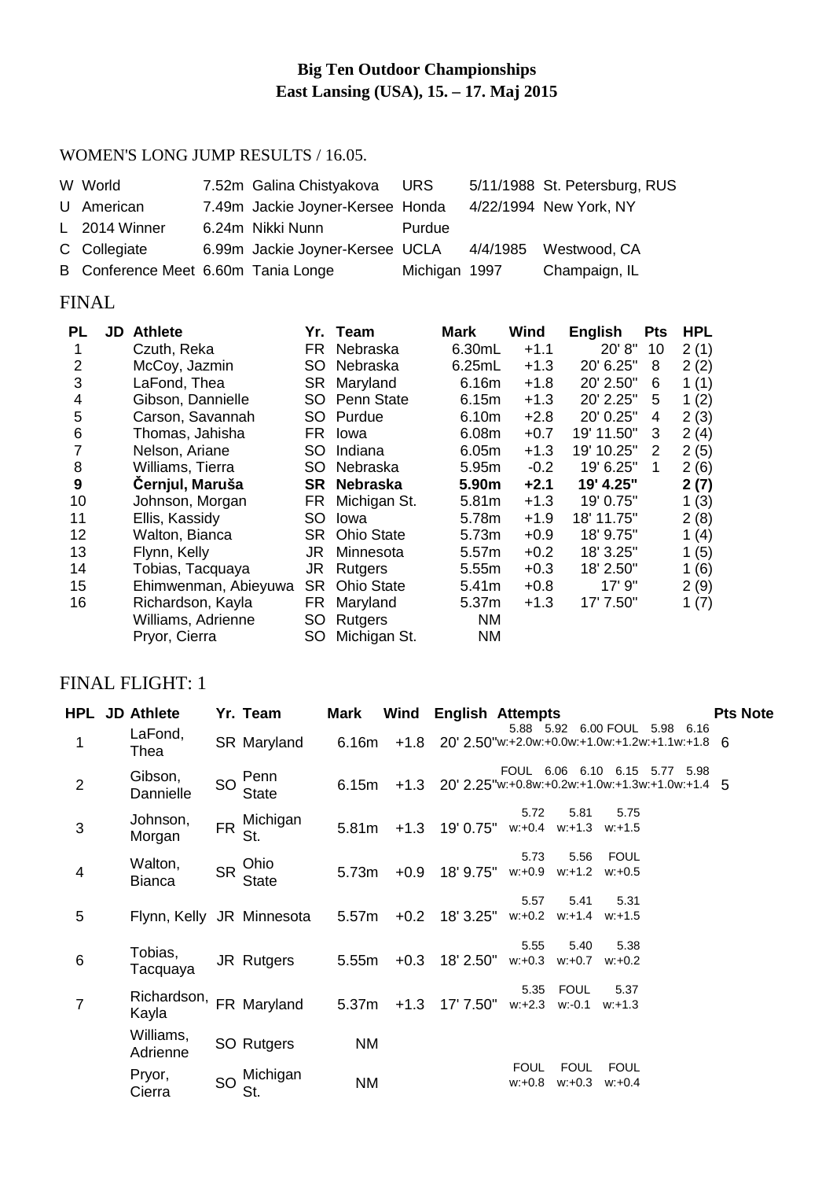# Big Ten Outdoor Championships
## East Lansing (USA), 15. – 17. Maj 2015

WOMEN'S LONG JUMP RESULTS / 16.05.

| | | | | | | |
|---|---|---|---|---|---|---|
| W | World | 7.52m | Galina Chistyakova | URS | 5/11/1988 | St. Petersburg, RUS |
| U | American | 7.49m | Jackie Joyner-Kersee | Honda | 4/22/1994 | New York, NY |
| L | 2014 Winner | 6.24m | Nikki Nunn | Purdue | | |
| C | Collegiate | 6.99m | Jackie Joyner-Kersee | UCLA | 4/4/1985 | Westwood, CA |
| B | Conference Meet | 6.60m | Tania Longe | Michigan | 1997 | Champaign, IL |

## FINAL

| PL | JD | Athlete | Yr. | Team | Mark | Wind | English | Pts | HPL |
|---|---|---|---|---|---|---|---|---|---|
| 1 | | Czuth, Reka | FR | Nebraska | 6.30mL | +1.1 | 20' 8" | 10 | 2 (1) |
| 2 | | McCoy, Jazmin | SO | Nebraska | 6.25mL | +1.3 | 20' 6.25" | 8 | 2 (2) |
| 3 | | LaFond, Thea | SR | Maryland | 6.16m | +1.8 | 20' 2.50" | 6 | 1 (1) |
| 4 | | Gibson, Dannielle | SO | Penn State | 6.15m | +1.3 | 20' 2.25" | 5 | 1 (2) |
| 5 | | Carson, Savannah | SO | Purdue | 6.10m | +2.8 | 20' 0.25" | 4 | 2 (3) |
| 6 | | Thomas, Jahisha | FR | Iowa | 6.08m | +0.7 | 19' 11.50" | 3 | 2 (4) |
| 7 | | Nelson, Ariane | SO | Indiana | 6.05m | +1.3 | 19' 10.25" | 2 | 2 (5) |
| 8 | | Williams, Tierra | SO | Nebraska | 5.95m | -0.2 | 19' 6.25" | 1 | 2 (6) |
| **9** | | **Černjul, Maruša** | **SR** | **Nebraska** | **5.90m** | **+2.1** | **19' 4.25"** | | **2 (7)** |
| 10 | | Johnson, Morgan | FR | Michigan St. | 5.81m | +1.3 | 19' 0.75" | | 1 (3) |
| 11 | | Ellis, Kassidy | SO | Iowa | 5.78m | +1.9 | 18' 11.75" | | 2 (8) |
| 12 | | Walton, Bianca | SR | Ohio State | 5.73m | +0.9 | 18' 9.75" | | 1 (4) |
| 13 | | Flynn, Kelly | JR | Minnesota | 5.57m | +0.2 | 18' 3.25" | | 1 (5) |
| 14 | | Tobias, Tacquaya | JR | Rutgers | 5.55m | +0.3 | 18' 2.50" | | 1 (6) |
| 15 | | Ehimwenman, Abieyuwa | SR | Ohio State | 5.41m | +0.8 | 17' 9" | | 2 (9) |
| 16 | | Richardson, Kayla | FR | Maryland | 5.37m | +1.3 | 17' 7.50" | | 1 (7) |
| | | Williams, Adrienne | SO | Rutgers | NM | | | | |
| | | Pryor, Cierra | SO | Michigan St. | NM | | | | |

## FINAL FLIGHT: 1

| HPL | JD | Athlete | Yr. | Team | Mark | Wind | English | Attempts | Pts | Note |
|---|---|---|---|---|---|---|---|---|---|---|
| 1 | | LaFond, Thea | SR | Maryland | 6.16m | +1.8 | 20' 2.50" | 5.88 w:+2.0 / 5.92 w:+0.0 / 6.00 w:+1.0 / FOUL w:+1.2 / 5.98 w:+1.1 / 6.16 w:+1.8 | 6 | |
| 2 | | Gibson, Dannielle | SO | Penn State | 6.15m | +1.3 | 20' 2.25" | FOUL w:+0.8 / 6.06 w:+0.2 / 6.10 w:+1.0 / 6.15 w:+1.3 / 5.77 w:+1.0 / 5.98 w:+1.4 | 5 | |
| 3 | | Johnson, Morgan | FR | Michigan St. | 5.81m | +1.3 | 19' 0.75" | 5.72 w:+0.4 / 5.81 w:+1.3 / 5.75 w:+1.5 | | |
| 4 | | Walton, Bianca | SR | Ohio State | 5.73m | +0.9 | 18' 9.75" | 5.73 w:+0.9 / 5.56 w:+1.2 / FOUL w:+0.5 | | |
| 5 | | Flynn, Kelly | JR | Minnesota | 5.57m | +0.2 | 18' 3.25" | 5.57 w:+0.2 / 5.41 w:+1.4 / 5.31 w:+1.5 | | |
| 6 | | Tobias, Tacquaya | JR | Rutgers | 5.55m | +0.3 | 18' 2.50" | 5.55 w:+0.3 / 5.40 w:+0.7 / 5.38 w:+0.2 | | |
| 7 | | Richardson, Kayla | FR | Maryland | 5.37m | +1.3 | 17' 7.50" | 5.35 w:+2.3 / FOUL w:-0.1 / 5.37 w:+1.3 | | |
| | | Williams, Adrienne | SO | Rutgers | NM | | | | | |
| | | Pryor, Cierra | SO | Michigan St. | NM | | | FOUL w:+0.8 / FOUL w:+0.3 / FOUL w:+0.4 | | |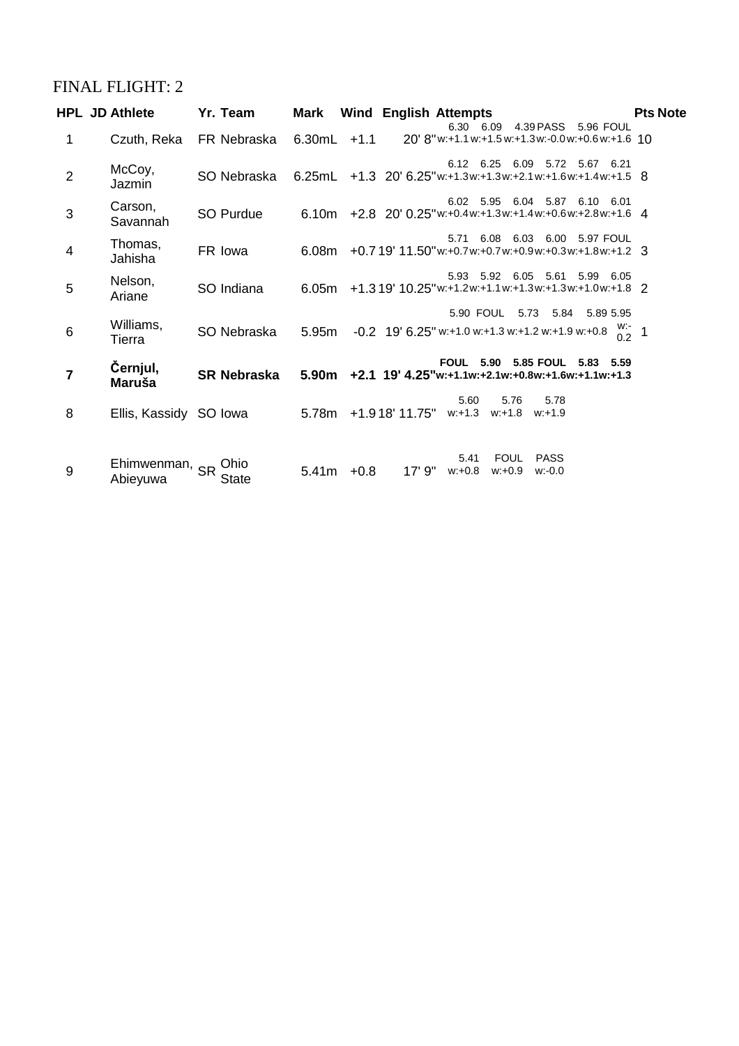## FINAL FLIGHT: 2

| HPL | JD | Athlete | Yr. | Team | Mark | Wind | English | Attempts | Pts | Note |
|---|---|---|---|---|---|---|---|---|---|---|
| 1 | | Czuth, Reka | FR | Nebraska | 6.30mL | +1.1 | 20' 8" | 6.30 w:+1.1, 6.09 w:+1.5, 4.39 w:+1.3, PASS w:-0.0, 5.96 w:+0.6, FOUL w:+1.6 | 10 | |
| 2 | | McCoy, Jazmin | SO | Nebraska | 6.25mL | +1.3 | 20' 6.25" | 6.12 w:+1.3, 6.25 w:+1.3, 6.09 w:+2.1, 5.72 w:+1.6, 5.67 w:+1.4, 6.21 w:+1.5 | 8 | |
| 3 | | Carson, Savannah | SO | Purdue | 6.10m | +2.8 | 20' 0.25" | 6.02 w:+0.4, 5.95 w:+1.3, 6.04 w:+1.4, 5.87 w:+0.6, 6.10 w:+2.8, 6.01 w:+1.6 | 4 | |
| 4 | | Thomas, Jahisha | FR | Iowa | 6.08m | +0.7 | 19' 11.50" | 5.71 w:+0.7, 6.08 w:+0.7, 6.03 w:+0.9, 6.00 w:+0.3, 5.97 w:+1.8, FOUL w:+1.2 | 3 | |
| 5 | | Nelson, Ariane | SO | Indiana | 6.05m | +1.3 | 19' 10.25" | 5.93 w:+1.2, 5.92 w:+1.1, 6.05 w:+1.3, 5.61 w:+1.3, 5.99 w:+1.0, 6.05 w:+1.8 | 2 | |
| 6 | | Williams, Tierra | SO | Nebraska | 5.95m | -0.2 | 19' 6.25" | 5.90 w:+1.0, FOUL w:+1.3, 5.73 w:+1.2, 5.84 w:+1.9, 5.89 w:+0.8, 5.95 w:-0.2 | 1 | |
| **7** | | **Černjul, Maruša** | **SR** | **Nebraska** | **5.90m** | **+2.1** | **19' 4.25"** | **FOUL w:+1.1, 5.90 w:+2.1, 5.85 w:+0.8, FOUL w:+1.6, 5.83 w:+1.1, 5.59 w:+1.3** | | |
| 8 | | Ellis, Kassidy | SO | Iowa | 5.78m | +1.9 | 18' 11.75" | 5.60 w:+1.3, 5.76 w:+1.8, 5.78 w:+1.9 | | |
| 9 | | Ehimwenman, Abieyuwa | SR | Ohio State | 5.41m | +0.8 | 17' 9" | 5.41 w:+0.8, FOUL w:+0.9, PASS w:-0.0 | | |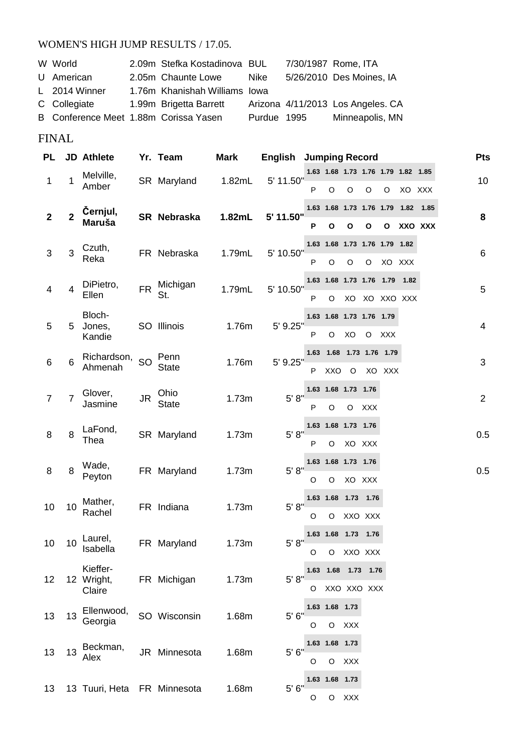WOMEN'S HIGH JUMP RESULTS / 17.05.

| | | | | | | |
|---|---|---|---|---|---|---|
| W | World | 2.09m | Stefka Kostadinova | BUL | 7/30/1987 | Rome, ITA |
| U | American | 2.05m | Chaunte Lowe | Nike | 5/26/2010 | Des Moines, IA |
| L | 2014 Winner | 1.76m | Khanishah Williams | Iowa | | |
| C | Collegiate | 1.99m | Brigetta Barrett | Arizona | 4/11/2013 | Los Angeles. CA |
| B | Conference Meet | 1.88m | Corissa Yasen | Purdue | 1995 | Minneapolis, MN |

## FINAL

| PL | JD | Athlete | Yr. | Team | Mark | English | Jumping Record | Pts |
|---|---|---|---|---|---|---|---|---|
| 1 | 1 | Melville, Amber | SR | Maryland | 1.82mL | 5' 11.50" | 1.63 P, 1.68 O, 1.73 O, 1.76 O, 1.79 O, 1.82 XO, 1.85 XXX | 10 |
| **2** | **2** | **Černjul, Maruša** | **SR** | **Nebraska** | **1.82mL** | **5' 11.50"** | **1.63 P, 1.68 O, 1.73 O, 1.76 O, 1.79 O, 1.82 XXO, 1.85 XXX** | **8** |
| 3 | 3 | Czuth, Reka | FR | Nebraska | 1.79mL | 5' 10.50" | 1.63 P, 1.68 O, 1.73 O, 1.76 O, 1.79 XO, 1.82 XXX | 6 |
| 4 | 4 | DiPietro, Ellen | FR | Michigan St. | 1.79mL | 5' 10.50" | 1.63 P, 1.68 O, 1.73 XO, 1.76 XO, 1.79 XXO, 1.82 XXX | 5 |
| 5 | 5 | Bloch-Jones, Kandie | SO | Illinois | 1.76m | 5' 9.25" | 1.63 P, 1.68 O, 1.73 XO, 1.76 O, 1.79 XXX | 4 |
| 6 | 6 | Richardson, Ahmenah | SO | Penn State | 1.76m | 5' 9.25" | 1.63 P, 1.68 XXO, 1.73 O, 1.76 XO, 1.79 XXX | 3 |
| 7 | 7 | Glover, Jasmine | JR | Ohio State | 1.73m | 5' 8" | 1.63 P, 1.68 O, 1.73 O, 1.76 XXX | 2 |
| 8 | 8 | LaFond, Thea | SR | Maryland | 1.73m | 5' 8" | 1.63 P, 1.68 O, 1.73 XO, 1.76 XXX | 0.5 |
| 8 | 8 | Wade, Peyton | FR | Maryland | 1.73m | 5' 8" | 1.63 O, 1.68 O, 1.73 XO, 1.76 XXX | 0.5 |
| 10 | 10 | Mather, Rachel | FR | Indiana | 1.73m | 5' 8" | 1.63 O, 1.68 O, 1.73 XXO, 1.76 XXX | |
| 10 | 10 | Laurel, Isabella | FR | Maryland | 1.73m | 5' 8" | 1.63 O, 1.68 O, 1.73 XXO, 1.76 XXX | |
| 12 | 12 | Kieffer-Wright, Claire | FR | Michigan | 1.73m | 5' 8" | 1.63 O, 1.68 XXO, 1.73 XXO, 1.76 XXX | |
| 13 | 13 | Ellenwood, Georgia | SO | Wisconsin | 1.68m | 5' 6" | 1.63 O, 1.68 O, 1.73 XXX | |
| 13 | 13 | Beckman, Alex | JR | Minnesota | 1.68m | 5' 6" | 1.63 O, 1.68 O, 1.73 XXX | |
| 13 | 13 | Tuuri, Heta | FR | Minnesota | 1.68m | 5' 6" | 1.63 O, 1.68 O, 1.73 XXX | |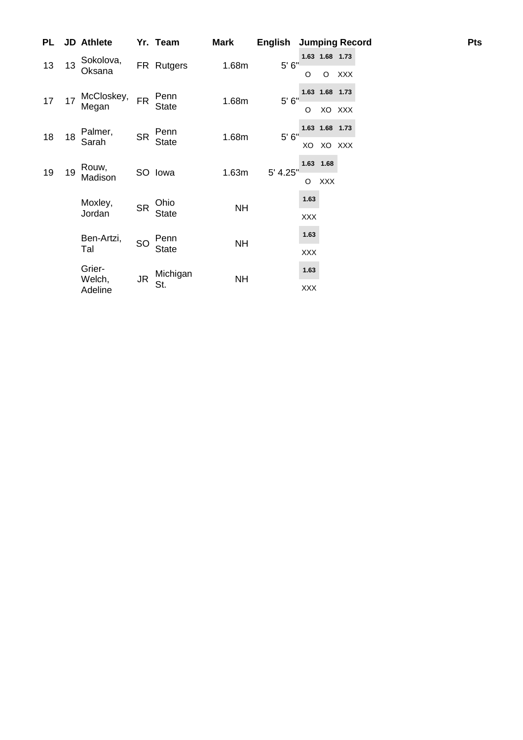| PL | JD | Athlete | Yr. | Team | Mark | English | Jumping Record | | | Pts |
|---|---|---|---|---|---|---|---|---|---|---|
| | | | | | | | 1.63 | 1.68 | 1.73 | |
| 13 | 13 | Sokolova, Oksana | FR | Rutgers | 1.68m | 5' 6" | O | O | XXX | |
| | | | | | | | 1.63 | 1.68 | 1.73 | |
| 17 | 17 | McCloskey, Megan | FR | Penn State | 1.68m | 5' 6" | O | XO | XXX | |
| | | | | | | | 1.63 | 1.68 | 1.73 | |
| 18 | 18 | Palmer, Sarah | SR | Penn State | 1.68m | 5' 6" | XO | XO | XXX | |
| | | | | | | | 1.63 | 1.68 | | |
| 19 | 19 | Rouw, Madison | SO | Iowa | 1.63m | 5' 4.25" | O | XXX | | |
| | | | | | | | 1.63 | | | |
| | | Moxley, Jordan | SR | Ohio State | NH | | XXX | | | |
| | | | | | | | 1.63 | | | |
| | | Ben-Artzi, Tal | SO | Penn State | NH | | XXX | | | |
| | | | | | | | 1.63 | | | |
| | | Grier-Welch, Adeline | JR | Michigan St. | NH | | XXX | | | |